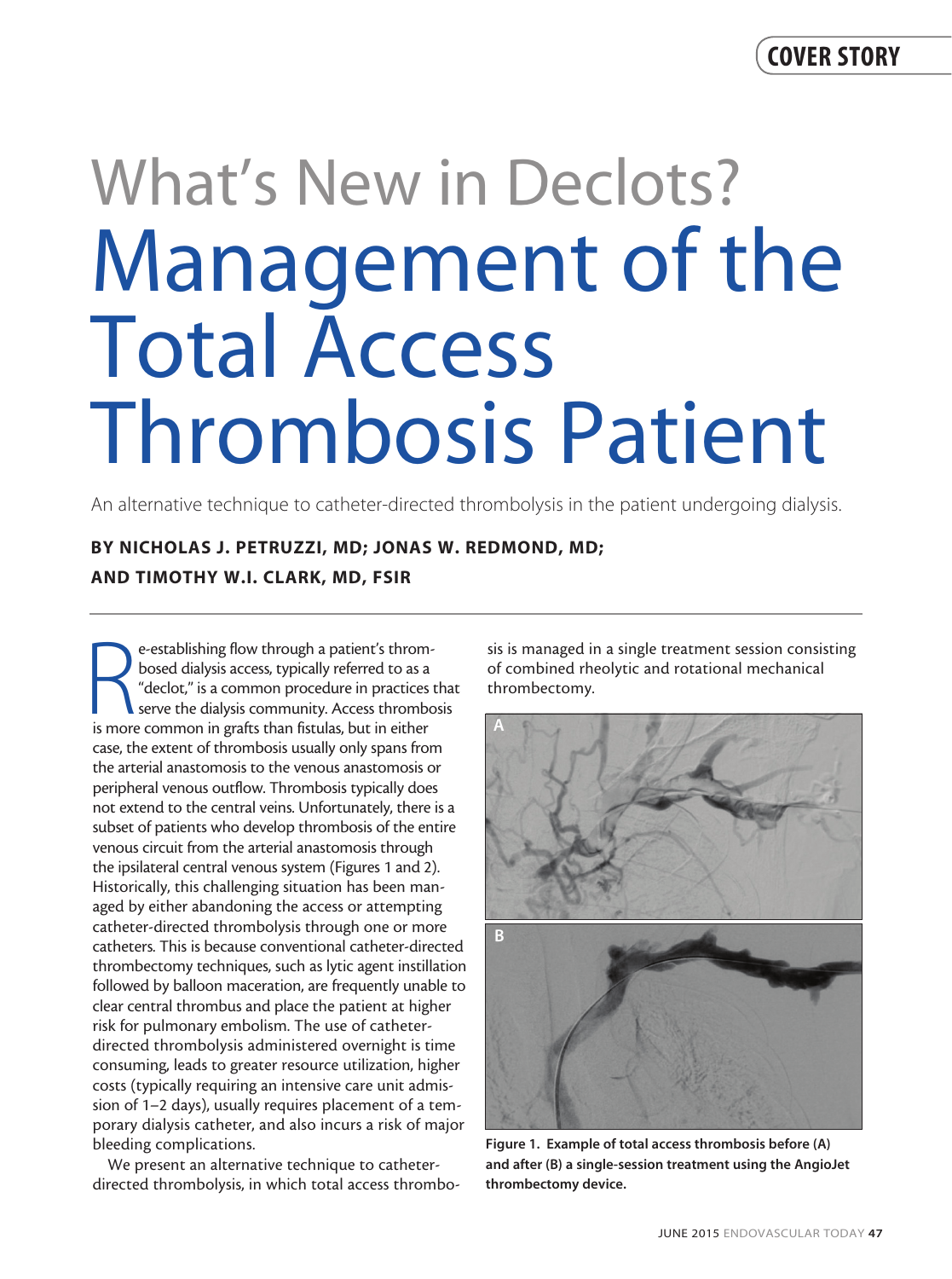# What's New in Declots?

# Management of the Total Access Thrombosis Patient

An alternative technique to catheter-directed thrombolysis in the patient undergoing dialysis.

**BY NICHOLAS J. PETRUZZI, MD; JONAS W. REDMOND, MD; AND TIMOTHY W.I. CLARK, MD, FSIR**

Re-establishing flow through a patient's thrombosed dialysis access, typically referred to as a "declot," is a common procedure in practices that serve the dialysis community. Access thrombosis is more common in grafts than fistulas, but in either case, the extent of thrombosis usually only spans from the arterial anastomosis to the venous anastomosis or peripheral venous outflow. Thrombosis typically does not extend to the central veins. Unfortunately, there is a subset of patients who develop thrombosis of the entire venous circuit from the arterial anastomosis through the ipsilateral central venous system (Figures 1 and 2). Historically, this challenging situation has been managed by either abandoning the access or attempting catheter-directed thrombolysis through one or more catheters. This is because conventional catheter-directed thrombectomy techniques, such as lytic agent instillation followed by balloon maceration, are frequently unable to clear central thrombus and place the patient at higher risk for pulmonary embolism. The use of catheter-directed thrombolysis administered overnight is time consuming, leads to greater resource utilization, higher costs (typically requiring an intensive care unit admission of 1–2 days), usually requires placement of a temporary dialysis catheter, and also incurs a risk of major bleeding complications.

We present an alternative technique to catheter-directed thrombolysis, in which total access thrombosis is managed in a single treatment session consisting of combined rheolytic and rotational mechanical thrombectomy.

**Figure 1. Example of total access thrombosis before (A) and after (B) a single-session treatment using the AngioJet thrombectomy device.**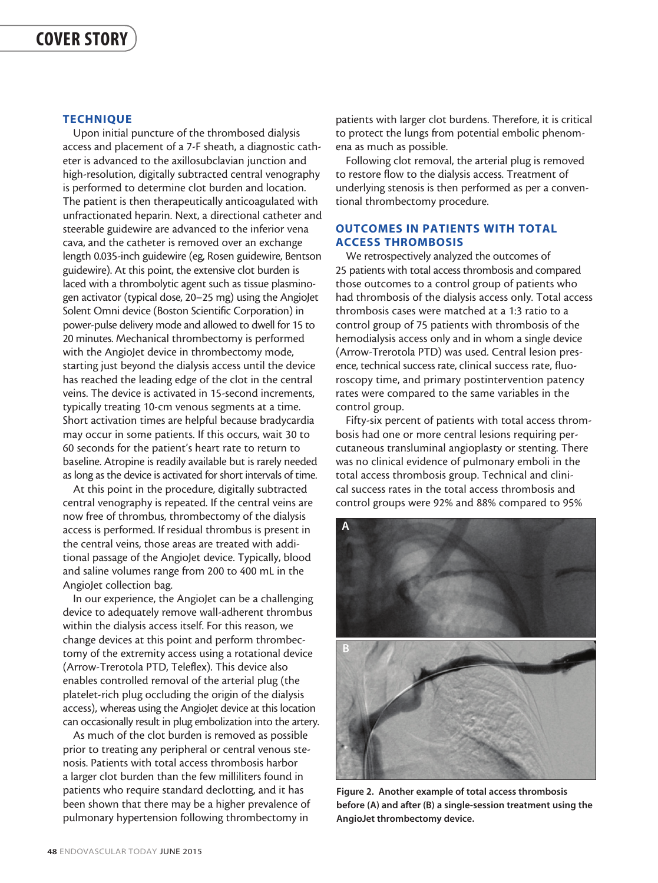## TECHNIQUE

Upon initial puncture of the thrombosed dialysis access and placement of a 7-F sheath, a diagnostic catheter is advanced to the axillosubclavian junction and high-resolution, digitally subtracted central venography is performed to determine clot burden and location. The patient is then therapeutically anticoagulated with unfractionated heparin. Next, a directional catheter and steerable guidewire are advanced to the inferior vena cava, and the catheter is removed over an exchange length 0.035-inch guidewire (eg, Rosen guidewire, Bentson guidewire). At this point, the extensive clot burden is laced with a thrombolytic agent such as tissue plasminogen activator (typical dose, 20–25 mg) using the AngioJet Solent Omni device (Boston Scientific Corporation) in power-pulse delivery mode and allowed to dwell for 15 to 20 minutes. Mechanical thrombectomy is performed with the AngioJet device in thrombectomy mode, starting just beyond the dialysis access until the device has reached the leading edge of the clot in the central veins. The device is activated in 15-second increments, typically treating 10-cm venous segments at a time. Short activation times are helpful because bradycardia may occur in some patients. If this occurs, wait 30 to 60 seconds for the patient's heart rate to return to baseline. Atropine is readily available but is rarely needed as long as the device is activated for short intervals of time.

At this point in the procedure, digitally subtracted central venography is repeated. If the central veins are now free of thrombus, thrombectomy of the dialysis access is performed. If residual thrombus is present in the central veins, those areas are treated with additional passage of the AngioJet device. Typically, blood and saline volumes range from 200 to 400 mL in the AngioJet collection bag.

In our experience, the AngioJet can be a challenging device to adequately remove wall-adherent thrombus within the dialysis access itself. For this reason, we change devices at this point and perform thrombectomy of the extremity access using a rotational device (Arrow-Trerotola PTD, Teleflex). This device also enables controlled removal of the arterial plug (the platelet-rich plug occluding the origin of the dialysis access), whereas using the AngioJet device at this location can occasionally result in plug embolization into the artery.

As much of the clot burden is removed as possible prior to treating any peripheral or central venous stenosis. Patients with total access thrombosis harbor a larger clot burden than the few milliliters found in patients who require standard declotting, and it has been shown that there may be a higher prevalence of pulmonary hypertension following thrombectomy in patients with larger clot burdens. Therefore, it is critical to protect the lungs from potential embolic phenomena as much as possible.

Following clot removal, the arterial plug is removed to restore flow to the dialysis access. Treatment of underlying stenosis is then performed as per a conventional thrombectomy procedure.

## OUTCOMES IN PATIENTS WITH TOTAL ACCESS THROMBOSIS

We retrospectively analyzed the outcomes of 25 patients with total access thrombosis and compared those outcomes to a control group of patients who had thrombosis of the dialysis access only. Total access thrombosis cases were matched at a 1:3 ratio to a control group of 75 patients with thrombosis of the hemodialysis access only and in whom a single device (Arrow-Trerotola PTD) was used. Central lesion presence, technical success rate, clinical success rate, fluoroscopy time, and primary postintervention patency rates were compared to the same variables in the control group.

Fifty-six percent of patients with total access thrombosis had one or more central lesions requiring percutaneous transluminal angioplasty or stenting. There was no clinical evidence of pulmonary emboli in the total access thrombosis group. Technical and clinical success rates in the total access thrombosis and control groups were 92% and 88% compared to 95%

**Figure 2. Another example of total access thrombosis before (A) and after (B) a single-session treatment using the AngioJet thrombectomy device.**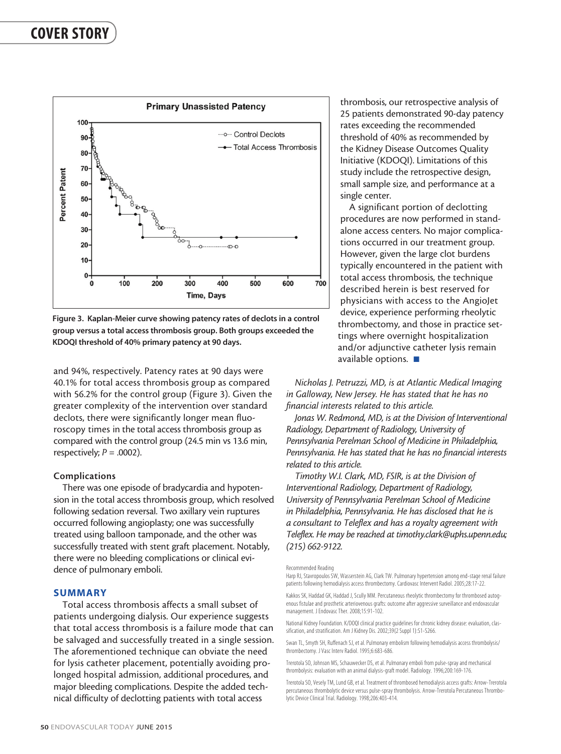Primary Unassisted Patency

Control Declots

Total Access Thrombosis

Percent Patent

100
90
80
70
60
50
40
30
20
10
0

0 100 200 300 400 500 600 700

Time, Days

**Figure 3. Kaplan-Meier curve showing patency rates of declots in a control group versus a total access thrombosis group. Both groups exceeded the KDOQI threshold of 40% primary patency at 90 days.**

and 94%, respectively. Patency rates at 90 days were 40.1% for total access thrombosis group as compared with 56.2% for the control group (Figure 3). Given the greater complexity of the intervention over standard declots, there were significantly longer mean fluoroscopy times in the total access thrombosis group as compared with the control group (24.5 min vs 13.6 min, respectively; *P* = .0002).

### Complications

There was one episode of bradycardia and hypotension in the total access thrombosis group, which resolved following sedation reversal. Two axillary vein ruptures occurred following angioplasty; one was successfully treated using balloon tamponade, and the other was successfully treated with stent graft placement. Notably, there were no bleeding complications or clinical evidence of pulmonary emboli.

## SUMMARY

Total access thrombosis affects a small subset of patients undergoing dialysis. Our experience suggests that total access thrombosis is a failure mode that can be salvaged and successfully treated in a single session. The aforementioned technique can obviate the need for lysis catheter placement, potentially avoiding prolonged hospital admission, additional procedures, and major bleeding complications. Despite the added technical difficulty of declotting patients with total access thrombosis, our retrospective analysis of 25 patients demonstrated 90-day patency rates exceeding the recommended threshold of 40% as recommended by the Kidney Disease Outcomes Quality Initiative (KDOQI). Limitations of this study include the retrospective design, small sample size, and performance at a single center.

A significant portion of declotting procedures are now performed in standalone access centers. No major complications occurred in our treatment group. However, given the large clot burdens typically encountered in the patient with total access thrombosis, the technique described herein is best reserved for physicians with access to the AngioJet device, experience performing rheolytic thrombectomy, and those in practice settings where overnight hospitalization and/or adjunctive catheter lysis remain available options. ■

*Nicholas J. Petruzzi, MD, is at Atlantic Medical Imaging in Galloway, New Jersey. He has stated that he has no financial interests related to this article.*

*Jonas W. Redmond, MD, is at the Division of Interventional Radiology, Department of Radiology, University of Pennsylvania Perelman School of Medicine in Philadelphia, Pennsylvania. He has stated that he has no financial interests related to this article.*

*Timothy W.I. Clark, MD, FSIR, is at the Division of Interventional Radiology, Department of Radiology, University of Pennsylvania Perelman School of Medicine in Philadelphia, Pennsylvania. He has disclosed that he is a consultant to Teleflex and has a royalty agreement with Teleflex. He may be reached at timothy.clark@uphs.upenn.edu; (215) 662-9122.*

Recommended Reading

Harp RJ, Stavropoulos SW, Wasserstein AG, Clark TW. Pulmonary hypertension among end-stage renal failure patients following hemodialysis access thrombectomy. Cardiovasc Intervent Radiol. 2005;28:17-22.

Kakkos SK, Haddad GK, Haddad J, Scully MM. Percutaneous rheolytic thrombectomy for thrombosed autogenous fistulae and prosthetic arteriovenous grafts: outcome after aggressive surveillance and endovascular management. J Endovasc Ther. 2008;15:91-102.

National Kidney Foundation. K/DOQI clinical practice guidelines for chronic kidney disease: evaluation, classification, and stratification. Am J Kidney Dis. 2002;39(2 Suppl 1):S1-S266.

Swan TL, Smyth SH, Ruffenach SJ, et al. Pulmonary embolism following hemodialysis access thrombolysis/thrombectomy. J Vasc Interv Radiol. 1995;6:683-686.

Trerotola SO, Johnson MS, Schauwecker DS, et al. Pulmonary emboli from pulse-spray and mechanical thrombolysis: evaluation with an animal dialysis-graft model. Radiology. 1996;200:169-176.

Trerotola SO, Vesely TM, Lund GB, et al. Treatment of thrombosed hemodialysis access grafts: Arrow-Trerotola percutaneous thrombolytic device versus pulse-spray thrombolysis. Arrow-Trerotola Percutaneous Thrombolytic Device Clinical Trial. Radiology. 1998;206:403-414.